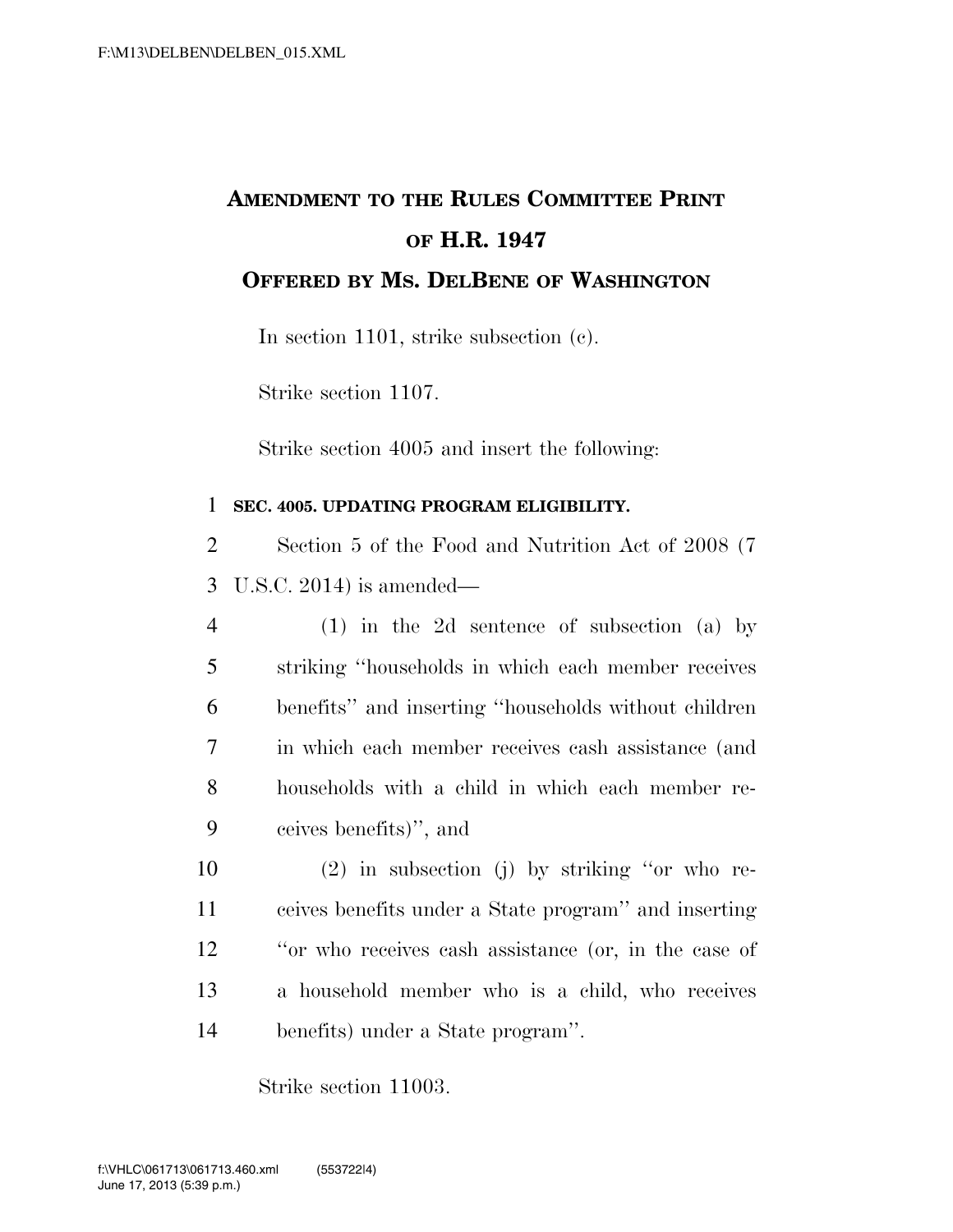# AMENDMENT TO THE RULES COMMITTEE PRINT OF H.R. 1947

## OFFERED BY MS. DELBENE OF WASHINGTON

In section 1101, strike subsection (c).

Strike section 1107.

Strike section 4005 and insert the following:

**SEC. 4005. UPDATING PROGRAM ELIGIBILITY.**

Section 5 of the Food and Nutrition Act of 2008 (7 U.S.C. 2014) is amended—

(1) in the 2d sentence of subsection (a) by striking "households in which each member receives benefits" and inserting "households without children in which each member receives cash assistance (and households with a child in which each member receives benefits)", and

(2) in subsection (j) by striking "or who receives benefits under a State program" and inserting "or who receives cash assistance (or, in the case of a household member who is a child, who receives benefits) under a State program".

Strike section 11003.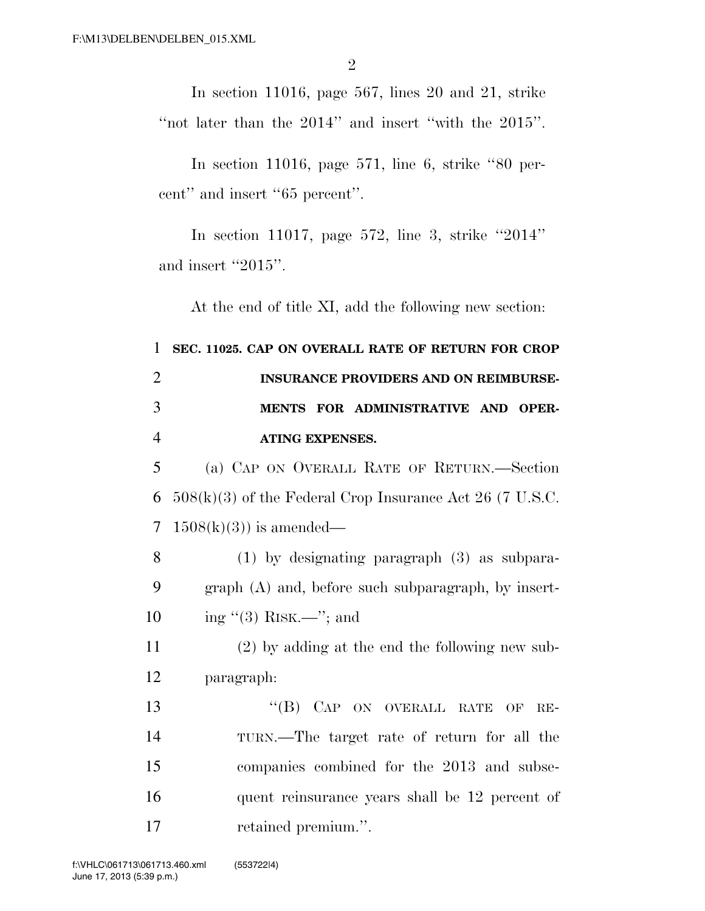In section 11016, page 567, lines 20 and 21, strike "not later than the 2014" and insert "with the 2015".

In section 11016, page 571, line 6, strike "80 percent" and insert "65 percent".

In section 11017, page 572, line 3, strike "2014" and insert "2015".

At the end of title XI, add the following new section:

**SEC. 11025. CAP ON OVERALL RATE OF RETURN FOR CROP INSURANCE PROVIDERS AND ON REIMBURSEMENTS FOR ADMINISTRATIVE AND OPERATING EXPENSES.**

(a) CAP ON OVERALL RATE OF RETURN.—Section 508(k)(3) of the Federal Crop Insurance Act 26 (7 U.S.C. 1508(k)(3)) is amended—

(1) by designating paragraph (3) as subparagraph (A) and, before such subparagraph, by inserting "(3) RISK.—"; and

(2) by adding at the end the following new subparagraph:

"(B) CAP ON OVERALL RATE OF RETURN.—The target rate of return for all the companies combined for the 2013 and subsequent reinsurance years shall be 12 percent of retained premium.".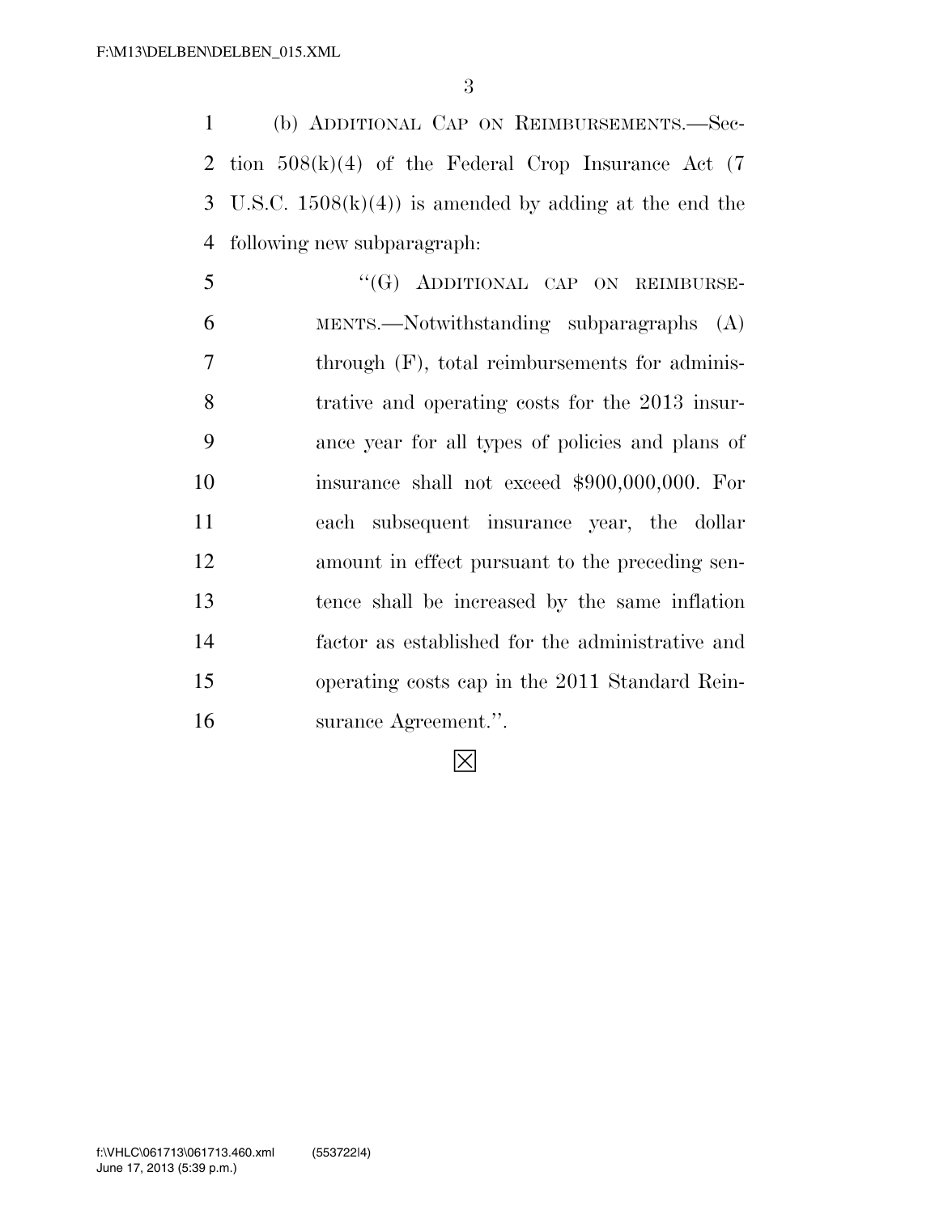(b) ADDITIONAL CAP ON REIMBURSEMENTS.—Section 508(k)(4) of the Federal Crop Insurance Act (7 U.S.C. 1508(k)(4)) is amended by adding at the end the following new subparagraph:

"(G) ADDITIONAL CAP ON REIMBURSEMENTS.—Notwithstanding subparagraphs (A) through (F), total reimbursements for administrative and operating costs for the 2013 insurance year for all types of policies and plans of insurance shall not exceed $900,000,000. For each subsequent insurance year, the dollar amount in effect pursuant to the preceding sentence shall be increased by the same inflation factor as established for the administrative and operating costs cap in the 2011 Standard Reinsurance Agreement.".